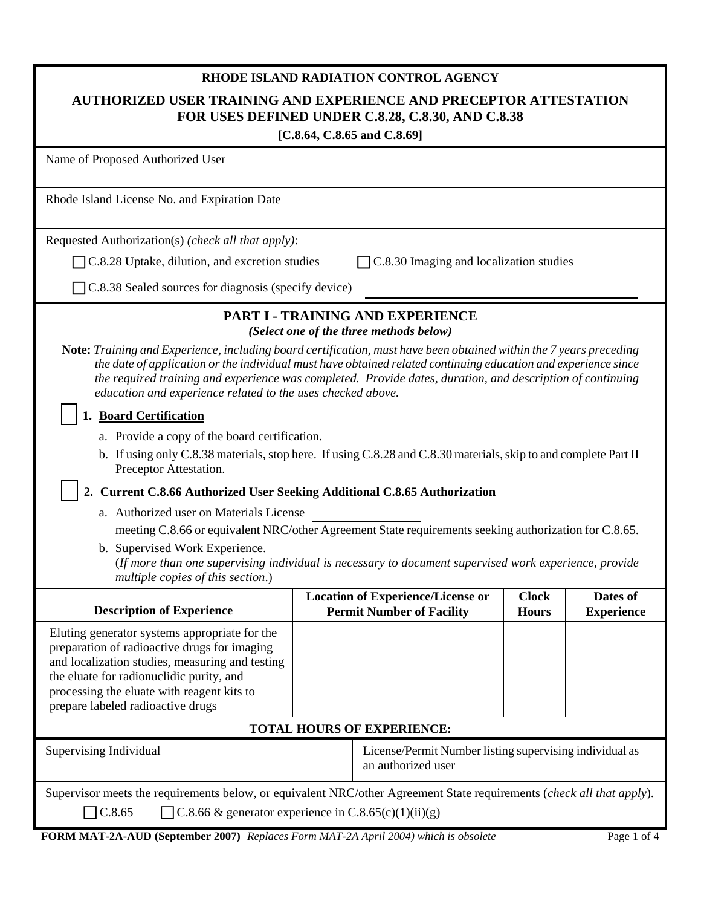**RHODE ISLAND RADIATION CONTROL AGENCY**

# AUTHORIZED USER TRAINING AND EXPERIENCE AND PRECEPTOR ATTESTATION FOR USES DEFINED UNDER C.8.28, C.8.30, AND C.8.38

**[C.8.64, C.8.65 and C.8.69]**

Name of Proposed Authorized User

Rhode Island License No. and Expiration Date

Requested Authorization(s) *(check all that apply)*:

☐ C.8.28 Uptake, dilution, and excretion studies ☐ C.8.30 Imaging and localization studies

☐ C.8.38 Sealed sources for diagnosis (specify device) ______________________________

## PART I - TRAINING AND EXPERIENCE

***(Select one of the three methods below)***

**Note:** *Training and Experience, including board certification, must have been obtained within the 7 years preceding the date of application or the individual must have obtained related continuing education and experience since the required training and experience was completed. Provide dates, duration, and description of continuing education and experience related to the uses checked above.*

☐ **1. Board Certification**

a. Provide a copy of the board certification.

b. If using only C.8.38 materials, stop here. If using C.8.28 and C.8.30 materials, skip to and complete Part II Preceptor Attestation.

☐ **2. Current C.8.66 Authorized User Seeking Additional C.8.65 Authorization**

a. Authorized user on Materials License ______________ meeting C.8.66 or equivalent NRC/other Agreement State requirements seeking authorization for C.8.65.

b. Supervised Work Experience.
(*If more than one supervising individual is necessary to document supervised work experience, provide multiple copies of this section*.)

| Description of Experience | Location of Experience/License or Permit Number of Facility | Clock Hours | Dates of Experience |
|---|---|---|---|
| Eluting generator systems appropriate for the preparation of radioactive drugs for imaging and localization studies, measuring and testing the eluate for radionuclidic purity, and processing the eluate with reagent kits to prepare labeled radioactive drugs | | | |
| **TOTAL HOURS OF EXPERIENCE:** | | | |

| Supervising Individual | License/Permit Number listing supervising individual as an authorized user |
|---|---|
| | |

Supervisor meets the requirements below, or equivalent NRC/other Agreement State requirements (*check all that apply*).

☐ C.8.65 ☐ C.8.66 & generator experience in C.8.65(c)(1)(ii)(g)

**FORM MAT-2A-AUD (September 2007)** *Replaces Form MAT-2A April 2004) which is obsolete*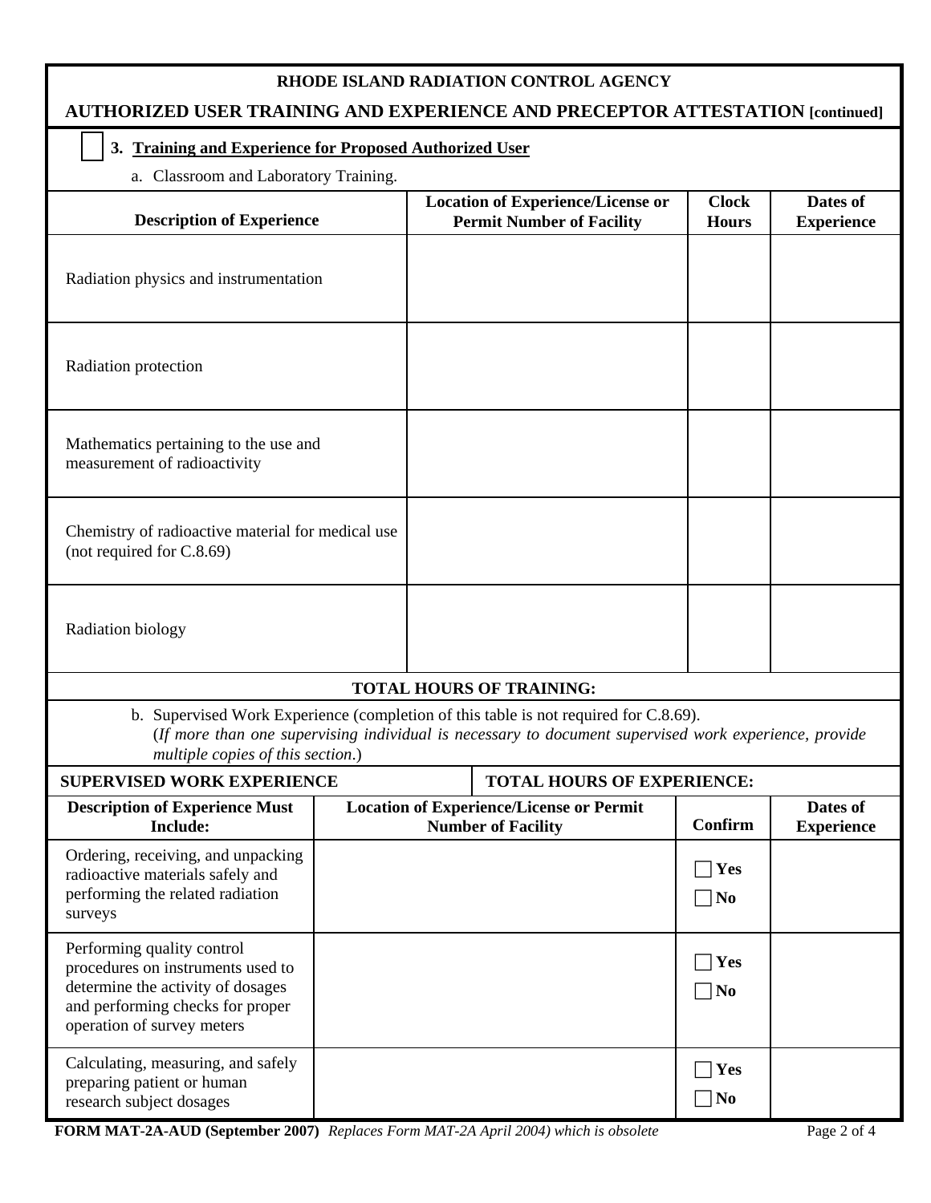# RHODE ISLAND RADIATION CONTROL AGENCY

## AUTHORIZED USER TRAINING AND EXPERIENCE AND PRECEPTOR ATTESTATION [continued]

☐ **3. Training and Experience for Proposed Authorized User**

a. Classroom and Laboratory Training.

| Description of Experience | Location of Experience/License or Permit Number of Facility | Clock Hours | Dates of Experience |
|---|---|---|---|
| Radiation physics and instrumentation | | | |
| Radiation protection | | | |
| Mathematics pertaining to the use and measurement of radioactivity | | | |
| Chemistry of radioactive material for medical use (not required for C.8.69) | | | |
| Radiation biology | | | |
| **TOTAL HOURS OF TRAINING:** | | | |

b. Supervised Work Experience (completion of this table is not required for C.8.69).
(*If more than one supervising individual is necessary to document supervised work experience, provide multiple copies of this section*.)

| **SUPERVISED WORK EXPERIENCE** | **TOTAL HOURS OF EXPERIENCE:** | | |
|---|---|---|---|
| **Description of Experience Must Include:** | **Location of Experience/License or Permit Number of Facility** | **Confirm** | **Dates of Experience** |
| Ordering, receiving, and unpacking radioactive materials safely and performing the related radiation surveys | | ☐ **Yes** ☐ **No** | |
| Performing quality control procedures on instruments used to determine the activity of dosages and performing checks for proper operation of survey meters | | ☐ **Yes** ☐ **No** | |
| Calculating, measuring, and safely preparing patient or human research subject dosages | | ☐ **Yes** ☐ **No** | |

**FORM MAT-2A-AUD (September 2007)** *Replaces Form MAT-2A April 2004) which is obsolete*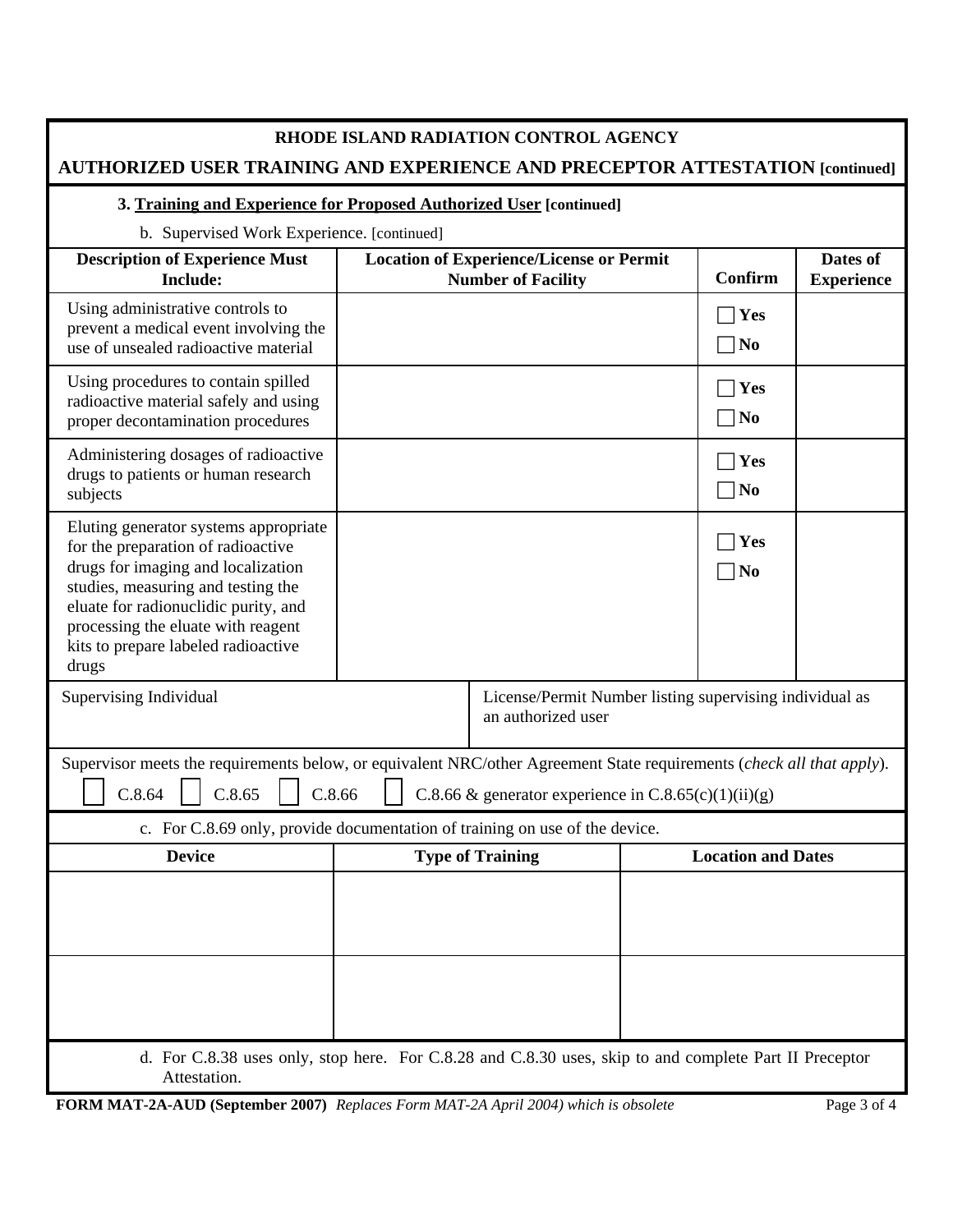**RHODE ISLAND RADIATION CONTROL AGENCY**

**AUTHORIZED USER TRAINING AND EXPERIENCE AND PRECEPTOR ATTESTATION [continued]**

### 3. Training and Experience for Proposed Authorized User [continued]

b. Supervised Work Experience. [continued]

| Description of Experience Must Include: | Location of Experience/License or Permit Number of Facility | Confirm | Dates of Experience |
|---|---|---|---|
| Using administrative controls to prevent a medical event involving the use of unsealed radioactive material | | ☐ Yes ☐ No | |
| Using procedures to contain spilled radioactive material safely and using proper decontamination procedures | | ☐ Yes ☐ No | |
| Administering dosages of radioactive drugs to patients or human research subjects | | ☐ Yes ☐ No | |
| Eluting generator systems appropriate for the preparation of radioactive drugs for imaging and localization studies, measuring and testing the eluate for radionuclidic purity, and processing the eluate with reagent kits to prepare labeled radioactive drugs | | ☐ Yes ☐ No | |

| Supervising Individual | License/Permit Number listing supervising individual as an authorized user |
|---|---|
| | |

Supervisor meets the requirements below, or equivalent NRC/other Agreement State requirements (*check all that apply*).

☐ C.8.64 ☐ C.8.65 ☐ C.8.66 ☐ C.8.66 & generator experience in C.8.65(c)(1)(ii)(g)

c. For C.8.69 only, provide documentation of training on use of the device.

| Device | Type of Training | Location and Dates |
|---|---|---|
| | | |
| | | |

d. For C.8.38 uses only, stop here. For C.8.28 and C.8.30 uses, skip to and complete Part II Preceptor Attestation.

**FORM MAT-2A-AUD (September 2007)** *Replaces Form MAT-2A April 2004) which is obsolete*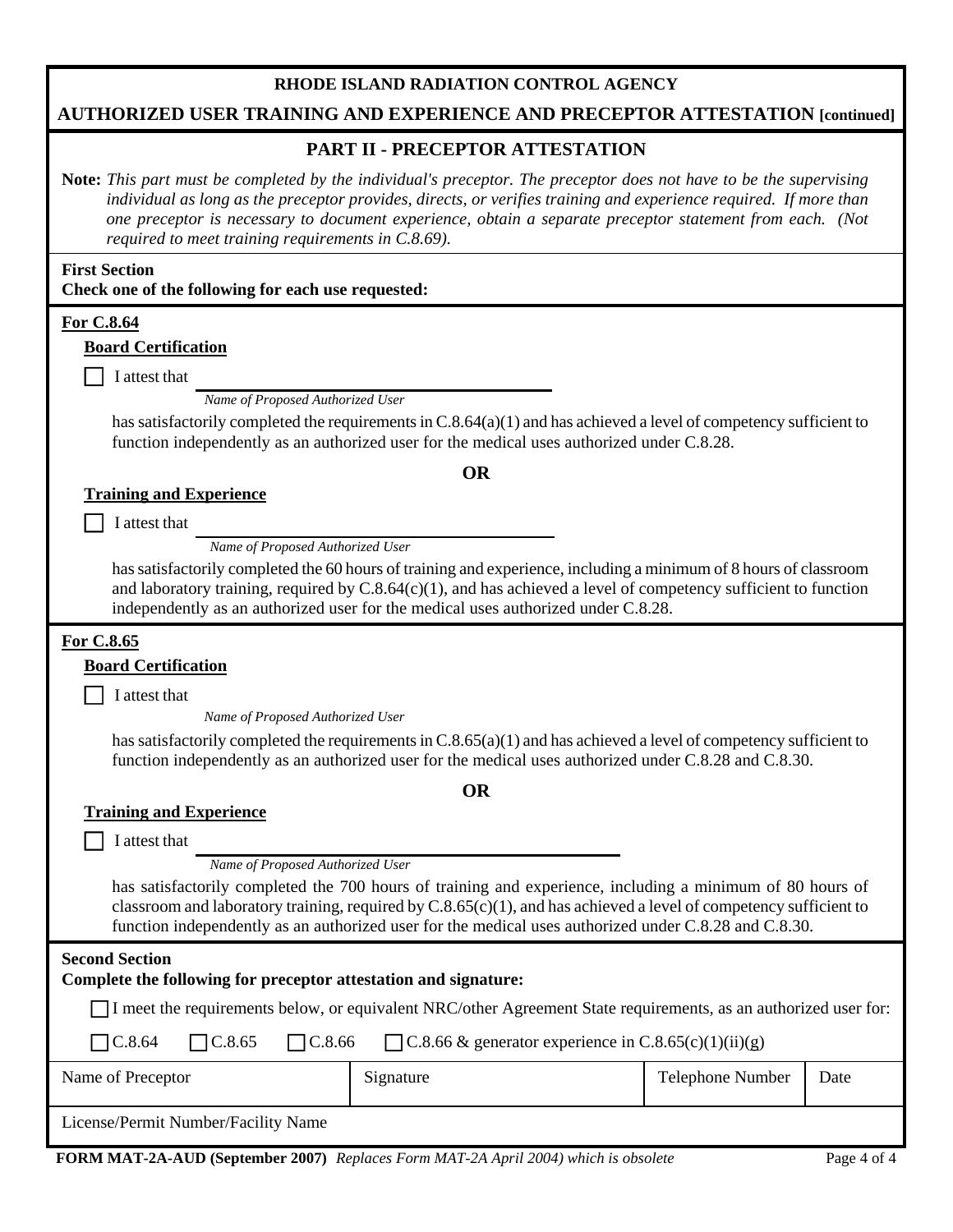**RHODE ISLAND RADIATION CONTROL AGENCY**

**AUTHORIZED USER TRAINING AND EXPERIENCE AND PRECEPTOR ATTESTATION [continued]**

## PART II - PRECEPTOR ATTESTATION

**Note:** *This part must be completed by the individual's preceptor. The preceptor does not have to be the supervising individual as long as the preceptor provides, directs, or verifies training and experience required. If more than one preceptor is necessary to document experience, obtain a separate preceptor statement from each. (Not required to meet training requirements in C.8.69).*

**First Section**
**Check one of the following for each use requested:**

**For C.8.64**

**Board Certification**

☐ I attest that ______________________________
*Name of Proposed Authorized User*

has satisfactorily completed the requirements in C.8.64(a)(1) and has achieved a level of competency sufficient to function independently as an authorized user for the medical uses authorized under C.8.28.

**OR**

**Training and Experience**

☐ I attest that ______________________________
*Name of Proposed Authorized User*

has satisfactorily completed the 60 hours of training and experience, including a minimum of 8 hours of classroom and laboratory training, required by C.8.64(c)(1), and has achieved a level of competency sufficient to function independently as an authorized user for the medical uses authorized under C.8.28.

**For C.8.65**

**Board Certification**

☐ I attest that ______________________________
*Name of Proposed Authorized User*

has satisfactorily completed the requirements in C.8.65(a)(1) and has achieved a level of competency sufficient to function independently as an authorized user for the medical uses authorized under C.8.28 and C.8.30.

**OR**

**Training and Experience**

☐ I attest that ______________________________
*Name of Proposed Authorized User*

has satisfactorily completed the 700 hours of training and experience, including a minimum of 80 hours of classroom and laboratory training, required by C.8.65(c)(1), and has achieved a level of competency sufficient to function independently as an authorized user for the medical uses authorized under C.8.28 and C.8.30.

**Second Section**
**Complete the following for preceptor attestation and signature:**

☐ I meet the requirements below, or equivalent NRC/other Agreement State requirements, as an authorized user for:

☐ C.8.64 ☐ C.8.65 ☐ C.8.66 ☐ C.8.66 & generator experience in C.8.65(c)(1)(ii)(g)

| Name of Preceptor | Signature | Telephone Number | Date |
|---|---|---|---|
| License/Permit Number/Facility Name | | | |

**FORM MAT-2A-AUD (September 2007)** *Replaces Form MAT-2A April 2004) which is obsolete*